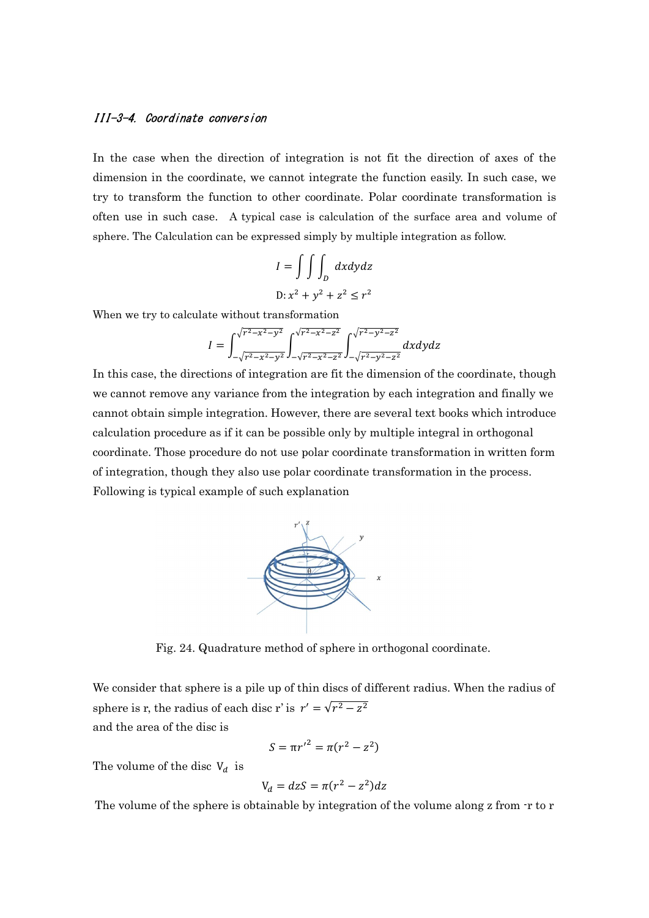### *III-3-4. Coordinate conversion*

In the case when the direction of integration is not fit the direction of axes of the dimension in the coordinate, we cannot integrate the function easily. In such case, we try to transform the function to other coordinate. Polar coordinate transformation is often use in such case. A typical case is calculation of the surface area and volume of sphere. The Calculation can be expressed simply by multiple integration as follow.

$$I = \int\int\int_D dxdydz$$

$$\mathrm{D}: x^2 + y^2 + z^2 \leq r^2$$

When we try to calculate without transformation

$$I = \int_{-\sqrt{r^2-x^2-y^2}}^{\sqrt{r^2-x^2-y^2}} \int_{-\sqrt{r^2-x^2-z^2}}^{\sqrt{r^2-x^2-z^2}} \int_{-\sqrt{r^2-y^2-z^2}}^{\sqrt{r^2-y^2-z^2}} dxdydz$$

In this case, the directions of integration are fit the dimension of the coordinate, though we cannot remove any variance from the integration by each integration and finally we cannot obtain simple integration. However, there are several text books which introduce calculation procedure as if it can be possible only by multiple integral in orthogonal coordinate. Those procedure do not use polar coordinate transformation in written form of integration, though they also use polar coordinate transformation in the process. Following is typical example of such explanation

Fig. 24. Quadrature method of sphere in orthogonal coordinate.

We consider that sphere is a pile up of thin discs of different radius. When the radius of sphere is r, the radius of each disc r' is $r' = \sqrt{r^2 - z^2}$
and the area of the disc is

$$S = \pi r'^2 = \pi(r^2 - z^2)$$

The volume of the disc $\mathrm{V}_d$ is

$$\mathrm{V}_d = dzS = \pi(r^2 - z^2)dz$$

The volume of the sphere is obtainable by integration of the volume along z from -r to r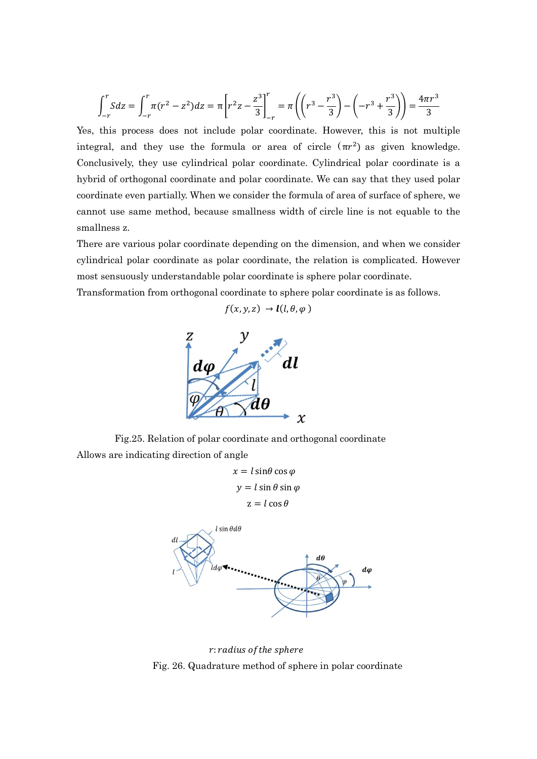$$\int_{-r}^{r} S dz = \int_{-r}^{r} \pi(r^2 - z^2) dz = \pi \left[ r^2 z - \frac{z^3}{3} \right]_{-r}^{r} = \pi \left( \left( r^3 - \frac{r^3}{3} \right) - \left( -r^3 + \frac{r^3}{3} \right) \right) = \frac{4\pi r^3}{3}$$

Yes, this process does not include polar coordinate. However, this is not multiple integral, and they use the formula or area of circle ($\pi r^2$) as given knowledge. Conclusively, they use cylindrical polar coordinate. Cylindrical polar coordinate is a hybrid of orthogonal coordinate and polar coordinate. We can say that they used polar coordinate even partially. When we consider the formula of area of surface of sphere, we cannot use same method, because smallness width of circle line is not equable to the smallness z.

There are various polar coordinate depending on the dimension, and when we consider cylindrical polar coordinate as polar coordinate, the relation is complicated. However most sensuously understandable polar coordinate is sphere polar coordinate.

Transformation from orthogonal coordinate to sphere polar coordinate is as follows.

$$f(x, y, z) \rightarrow \boldsymbol{l}(l, \theta, \varphi)$$

Fig.25. Relation of polar coordinate and orthogonal coordinate

Allows are indicating direction of angle

$$x = l \sin\theta \cos\varphi$$

$$y = l \sin\theta \sin\varphi$$

$$z = l \cos\theta$$

$r$: *radius of the sphere*

Fig. 26. Quadrature method of sphere in polar coordinate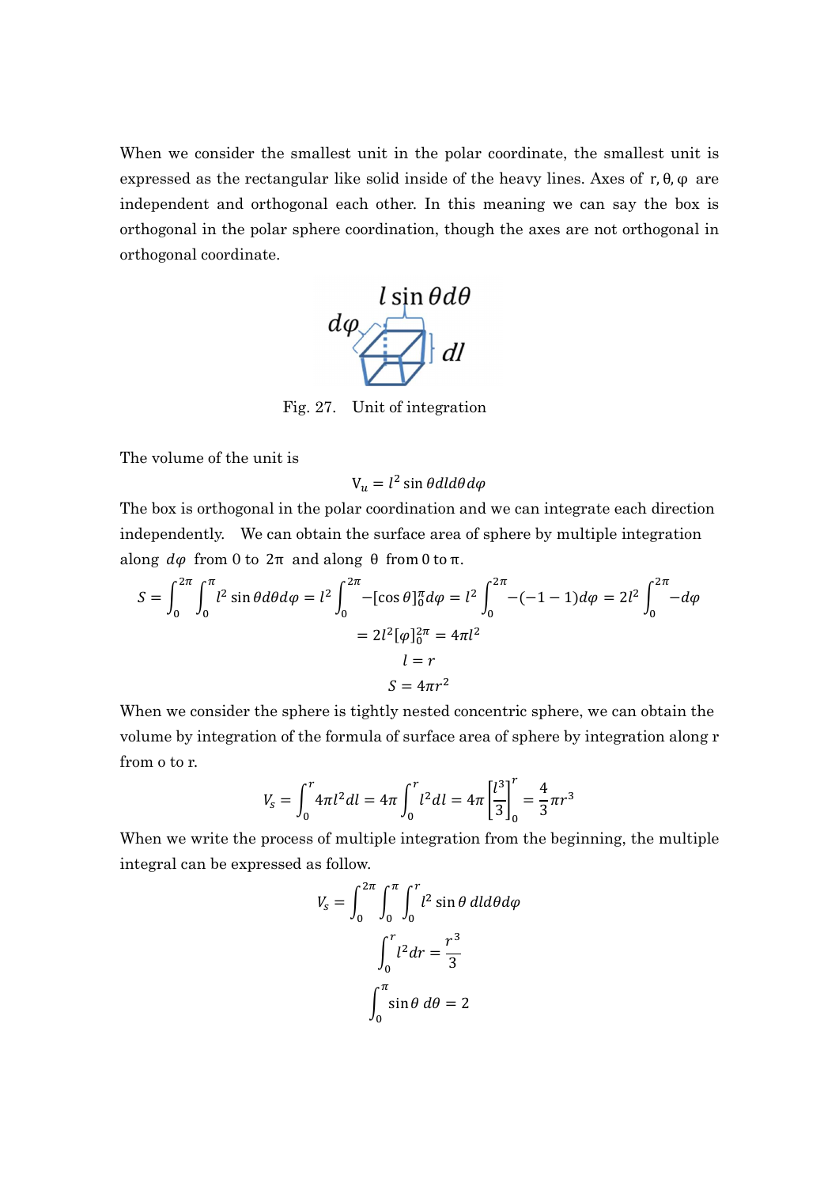When we consider the smallest unit in the polar coordinate, the smallest unit is expressed as the rectangular like solid inside of the heavy lines. Axes of r, θ, φ are independent and orthogonal each other. In this meaning we can say the box is orthogonal in the polar sphere coordination, though the axes are not orthogonal in orthogonal coordinate.

Fig. 27. Unit of integration

The volume of the unit is

$$V_u = l^2 \sin\theta dl d\theta d\varphi$$

The box is orthogonal in the polar coordination and we can integrate each direction independently. We can obtain the surface area of sphere by multiple integration along $d\varphi$ from 0 to 2π and along θ from 0 to π.

$$S = \int_0^{2\pi}\int_0^{\pi} l^2 \sin\theta d\theta d\varphi = l^2 \int_0^{2\pi} -[\cos\theta]_0^{\pi} d\varphi = l^2 \int_0^{2\pi} -(-1-1) d\varphi = 2l^2 \int_0^{2\pi} -d\varphi$$

$$= 2l^2[\varphi]_0^{2\pi} = 4\pi l^2$$

$$l = r$$

$$S = 4\pi r^2$$

When we consider the sphere is tightly nested concentric sphere, we can obtain the volume by integration of the formula of surface area of sphere by integration along r from o to r.

$$V_s = \int_0^r 4\pi l^2 dl = 4\pi \int_0^r l^2 dl = 4\pi \left[\frac{l^3}{3}\right]_0^r = \frac{4}{3}\pi r^3$$

When we write the process of multiple integration from the beginning, the multiple integral can be expressed as follow.

$$V_s = \int_0^{2\pi}\int_0^{\pi}\int_0^{r} l^2 \sin\theta \, dl d\theta d\varphi$$

$$\int_0^r l^2 dr = \frac{r^3}{3}$$

$$\int_0^{\pi} \sin\theta \, d\theta = 2$$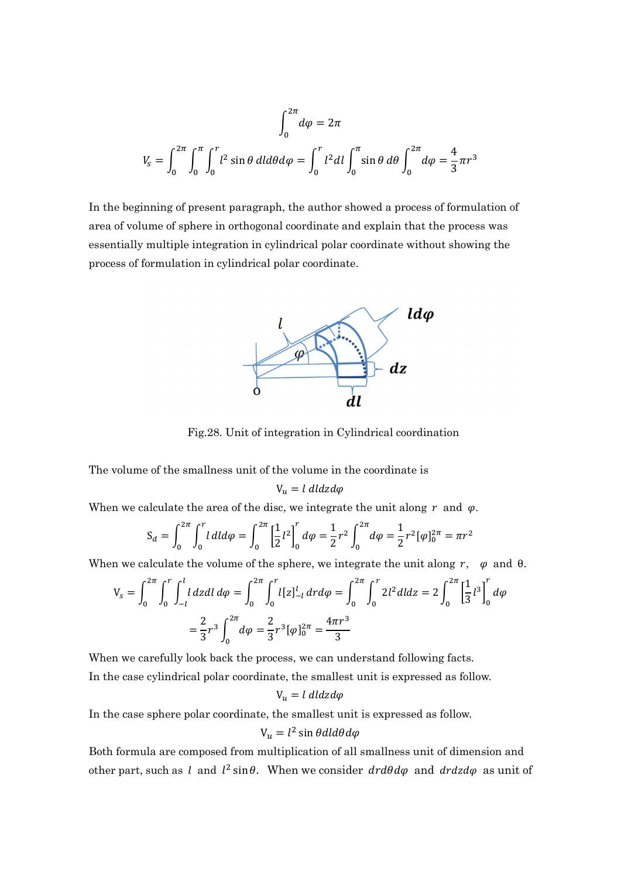$$\int_0^{2\pi} d\varphi = 2\pi$$

$$V_s = \int_0^{2\pi}\int_0^{\pi}\int_0^{r} l^2 \sin\theta \, dl d\theta d\varphi = \int_0^{r} l^2 dl \int_0^{\pi} \sin\theta \, d\theta \int_0^{2\pi} d\varphi = \frac{4}{3}\pi r^3$$

In the beginning of present paragraph, the author showed a process of formulation of area of volume of sphere in orthogonal coordinate and explain that the process was essentially multiple integration in cylindrical polar coordinate without showing the process of formulation in cylindrical polar coordinate.

Fig.28. Unit of integration in Cylindrical coordination

The volume of the smallness unit of the volume in the coordinate is

$$V_u = l \, dl dz d\varphi$$

When we calculate the area of the disc, we integrate the unit along $r$ and $\varphi$.

$$S_d = \int_0^{2\pi}\int_0^{r} l \, dl d\varphi = \int_0^{2\pi}\left[\frac{1}{2}l^2\right]_0^r d\varphi = \frac{1}{2}r^2\int_0^{2\pi} d\varphi = \frac{1}{2}r^2[\varphi]_0^{2\pi} = \pi r^2$$

When we calculate the volume of the sphere, we integrate the unit along $r$, $\varphi$ and θ.

$$V_s = \int_0^{2\pi}\int_0^{r}\int_{-l}^{l} l \, dz dl \, d\varphi = \int_0^{2\pi}\int_0^{r} l[z]_{-l}^{l} \, dr d\varphi = \int_0^{2\pi}\int_0^{r} 2l^2 dl dz = 2\int_0^{2\pi}\left[\frac{1}{3}l^3\right]_0^r d\varphi$$

$$= \frac{2}{3}r^3\int_0^{2\pi} d\varphi = \frac{2}{3}r^3[\varphi]_0^{2\pi} = \frac{4\pi r^3}{3}$$

When we carefully look back the process, we can understand following facts.

In the case cylindrical polar coordinate, the smallest unit is expressed as follow.

$$V_u = l \, dl dz d\varphi$$

In the case sphere polar coordinate, the smallest unit is expressed as follow.

$$V_u = l^2 \sin\theta dl d\theta d\varphi$$

Both formula are composed from multiplication of all smallness unit of dimension and other part, such as $l$ and $l^2 \sin\theta$. When we consider $dr d\theta d\varphi$ and $dr dz d\varphi$ as unit of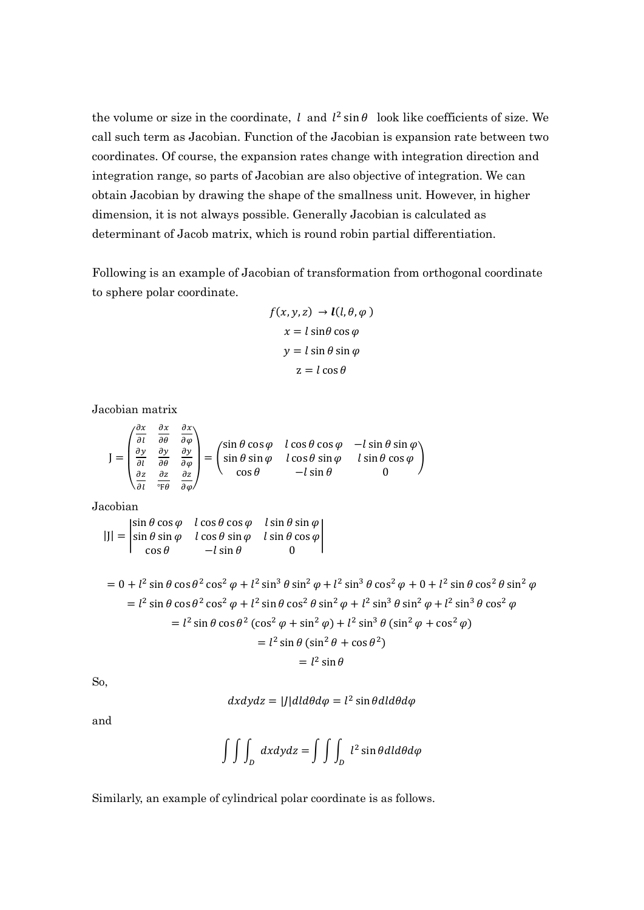the volume or size in the coordinate, $l$ and $l^2 \sin\theta$ look like coefficients of size. We call such term as Jacobian. Function of the Jacobian is expansion rate between two coordinates. Of course, the expansion rates change with integration direction and integration range, so parts of Jacobian are also objective of integration. We can obtain Jacobian by drawing the shape of the smallness unit. However, in higher dimension, it is not always possible. Generally Jacobian is calculated as determinant of Jacob matrix, which is round robin partial differentiation.

Following is an example of Jacobian of transformation from orthogonal coordinate to sphere polar coordinate.

$$f(x, y, z) \to \boldsymbol{l}(l, \theta, \varphi)$$
$$x = l \sin\theta \cos\varphi$$
$$y = l \sin\theta \sin\varphi$$
$$z = l \cos\theta$$

Jacobian matrix

$$\mathrm{J} = \begin{pmatrix} \frac{\partial x}{\partial l} & \frac{\partial x}{\partial \theta} & \frac{\partial x}{\partial \varphi} \\ \frac{\partial y}{\partial l} & \frac{\partial y}{\partial \theta} & \frac{\partial y}{\partial \varphi} \\ \frac{\partial z}{\partial l} & \frac{\partial z}{{}^\circ\mathrm{F}\theta} & \frac{\partial z}{\partial \varphi} \end{pmatrix} = \begin{pmatrix} \sin\theta\cos\varphi & l\cos\theta\cos\varphi & -l\sin\theta\sin\varphi \\ \sin\theta\sin\varphi & l\cos\theta\sin\varphi & l\sin\theta\cos\varphi \\ \cos\theta & -l\sin\theta & 0 \end{pmatrix}$$

Jacobian

$$|\mathrm{J}| = \begin{vmatrix} \sin\theta\cos\varphi & l\cos\theta\cos\varphi & l\sin\theta\sin\varphi \\ \sin\theta\sin\varphi & l\cos\theta\sin\varphi & l\sin\theta\cos\varphi \\ \cos\theta & -l\sin\theta & 0 \end{vmatrix}$$

$$= 0 + l^2 \sin\theta \cos\theta^2 \cos^2\varphi + l^2 \sin^3\theta \sin^2\varphi + l^2 \sin^3\theta \cos^2\varphi + 0 + l^2 \sin\theta \cos^2\theta \sin^2\varphi$$
$$= l^2 \sin\theta \cos\theta^2 \cos^2\varphi + l^2 \sin\theta \cos^2\theta \sin^2\varphi + l^2 \sin^3\theta \sin^2\varphi + l^2 \sin^3\theta \cos^2\varphi$$
$$= l^2 \sin\theta \cos\theta^2 (\cos^2\varphi + \sin^2\varphi) + l^2 \sin^3\theta (\sin^2\varphi + \cos^2\varphi)$$
$$= l^2 \sin\theta (\sin^2\theta + \cos\theta^2)$$
$$= l^2 \sin\theta$$

So,

$$dxdydz = |J| dl d\theta d\varphi = l^2 \sin\theta dl d\theta d\varphi$$

and

$$\int\int\int_D dxdydz = \int\int\int_D l^2 \sin\theta dl d\theta d\varphi$$

Similarly, an example of cylindrical polar coordinate is as follows.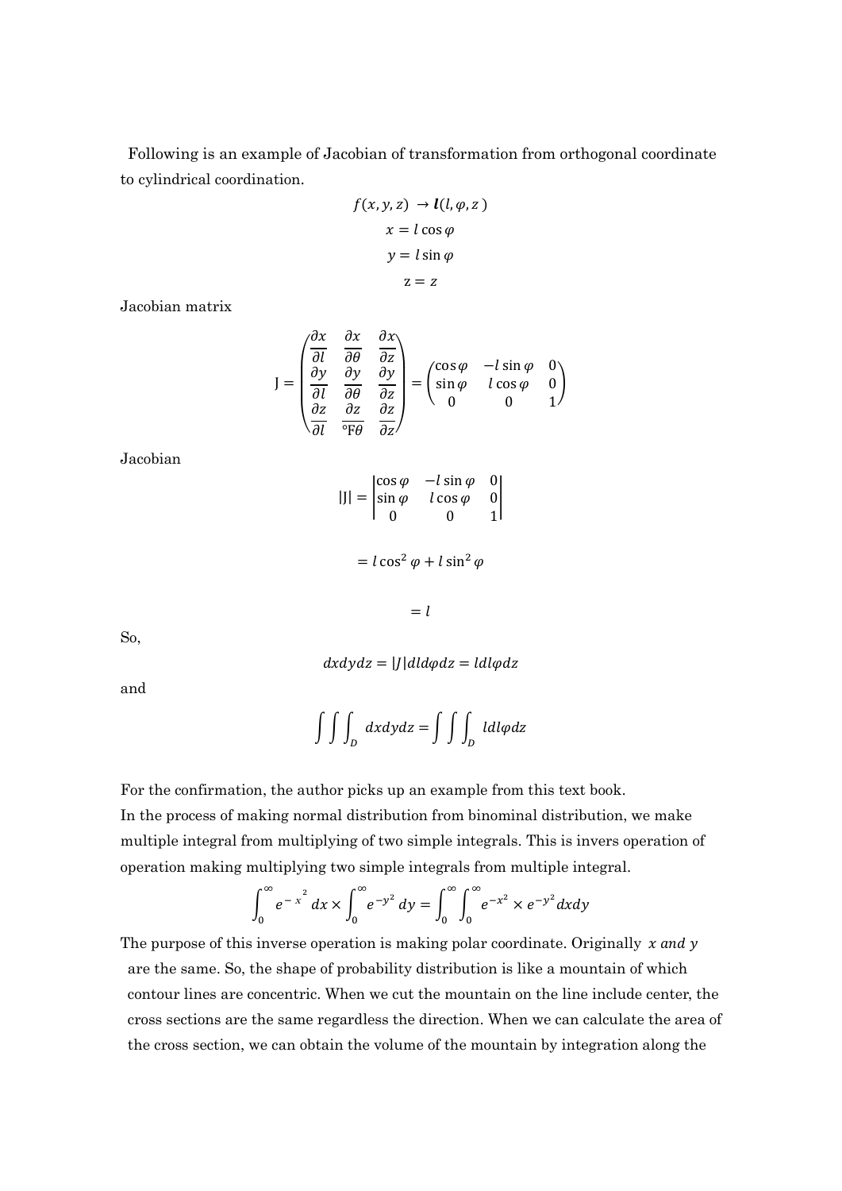Following is an example of Jacobian of transformation from orthogonal coordinate to cylindrical coordination.

$$f(x, y, z) \rightarrow \boldsymbol{l}(l, \varphi, z)$$

$$x = l \cos\varphi$$

$$y = l \sin\varphi$$

$$\mathrm{z} = z$$

Jacobian matrix

$$\mathrm{J} = \begin{pmatrix} \frac{\partial x}{\partial l} & \frac{\partial x}{\partial \theta} & \frac{\partial x}{\partial z} \\ \frac{\partial y}{\partial l} & \frac{\partial y}{\partial \theta} & \frac{\partial y}{\partial z} \\ \frac{\partial z}{\partial l} & \frac{\partial z}{°\mathrm{F}\theta} & \frac{\partial z}{\partial z} \end{pmatrix} = \begin{pmatrix} \cos\varphi & -l\sin\varphi & 0 \\ \sin\varphi & l\cos\varphi & 0 \\ 0 & 0 & 1 \end{pmatrix}$$

Jacobian

$$|\mathrm{J}| = \begin{vmatrix} \cos\varphi & -l\sin\varphi & 0 \\ \sin\varphi & l\cos\varphi & 0 \\ 0 & 0 & 1 \end{vmatrix}$$

$$= l\cos^2\varphi + l\sin^2\varphi$$

$$= l$$

So,

$$dxdydz = |J|dld\varphi dz = ldl\varphi dz$$

and

$$\int\int\int_D dxdydz = \int\int\int_D ldl\varphi dz$$

For the confirmation, the author picks up an example from this text book.
In the process of making normal distribution from binominal distribution, we make multiple integral from multiplying of two simple integrals. This is invers operation of operation making multiplying two simple integrals from multiple integral.

$$\int_0^\infty e^{-x^2} dx \times \int_0^\infty e^{-y^2} dy = \int_0^\infty \int_0^\infty e^{-x^2} \times e^{-y^2} dxdy$$

The purpose of this inverse operation is making polar coordinate. Originally $x$ *and* $y$ are the same. So, the shape of probability distribution is like a mountain of which contour lines are concentric. When we cut the mountain on the line include center, the cross sections are the same regardless the direction. When we can calculate the area of the cross section, we can obtain the volume of the mountain by integration along the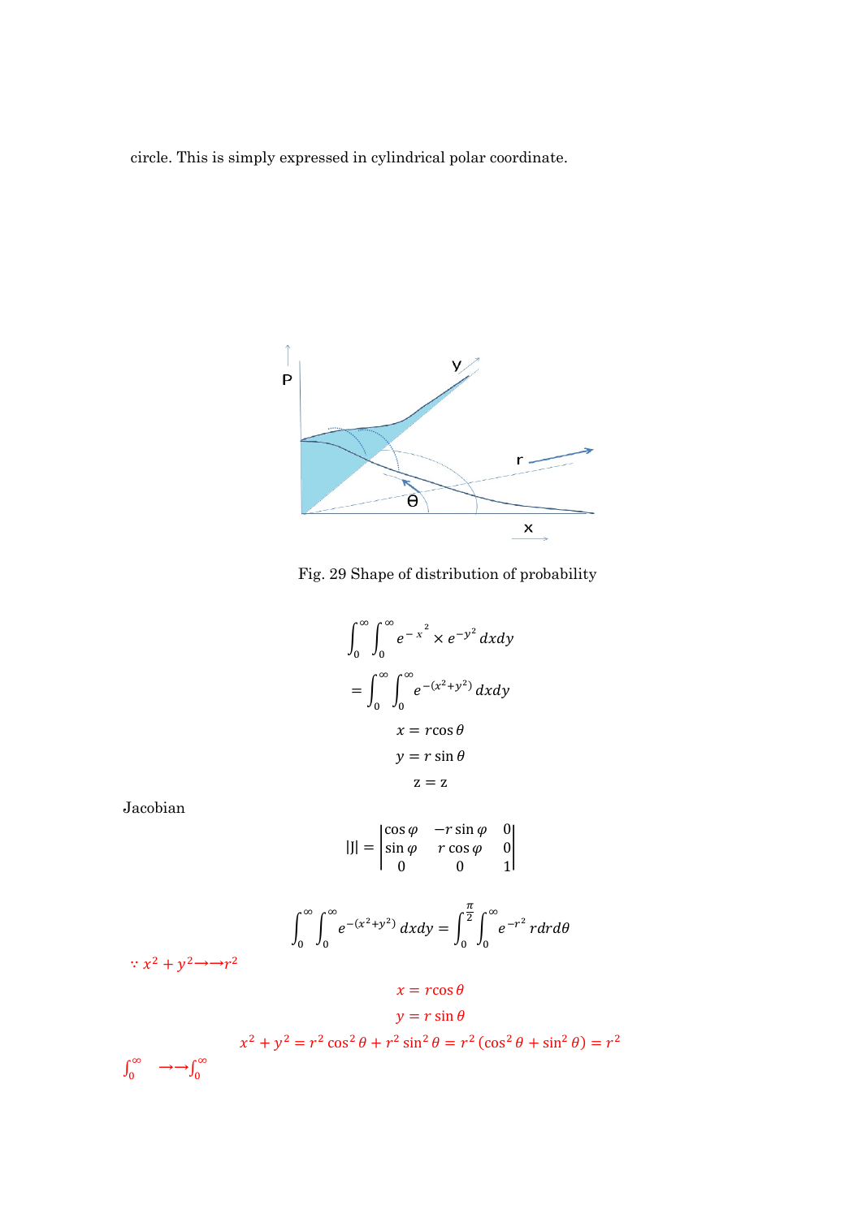circle. This is simply expressed in cylindrical polar coordinate.

Fig. 29 Shape of distribution of probability

$$\int_0^{\infty}\int_0^{\infty} e^{-x^2} \times e^{-y^2}\, dxdy$$

$$= \int_0^{\infty}\int_0^{\infty} e^{-(x^2+y^2)}\, dxdy$$

$$x = r\cos\theta$$

$$y = r\sin\theta$$

$$\mathrm{z} = \mathrm{z}$$

Jacobian

$$|\mathrm{J}| = \begin{vmatrix} \cos\varphi & -r\sin\varphi & 0 \\ \sin\varphi & r\cos\varphi & 0 \\ 0 & 0 & 1 \end{vmatrix}$$

$$\int_0^{\infty}\int_0^{\infty} e^{-(x^2+y^2)}\, dxdy = \int_0^{\frac{\pi}{2}}\int_0^{\infty} e^{-r^2}\, r dr d\theta$$

$\because x^2 + y^2 \longrightarrow\longrightarrow r^2$

$$x = r\cos\theta$$

$$y = r\sin\theta$$

$$x^2 + y^2 = r^2\cos^2\theta + r^2\sin^2\theta = r^2(\cos^2\theta + \sin^2\theta) = r^2$$

$\int_0^{\infty} \quad \longrightarrow\longrightarrow \int_0^{\infty}$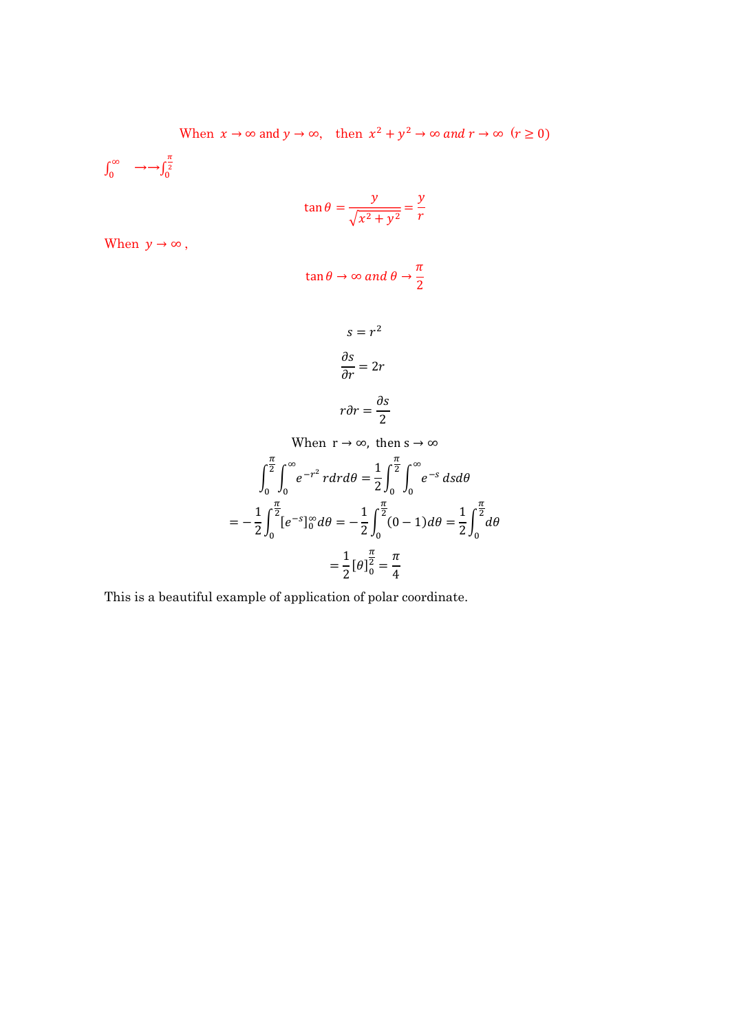When $x \to \infty$ and $y \to \infty$, then $x^2 + y^2 \to \infty$ *and* $r \to \infty$ $(r \geq 0)$

$\int_0^\infty \quad \to \to \int_0^{\frac{\pi}{2}}$

$$\tan\theta = \frac{y}{\sqrt{x^2 + y^2}} = \frac{y}{r}$$

When $y \to \infty$,

$$\tan\theta \to \infty \text{ } and \text{ } \theta \to \frac{\pi}{2}$$

$$s = r^2$$

$$\frac{\partial s}{\partial r} = 2r$$

$$r\partial r = \frac{\partial s}{2}$$

When $r \to \infty$, then $s \to \infty$

$$\int_0^{\frac{\pi}{2}} \int_0^\infty e^{-r^2} r dr d\theta = \frac{1}{2} \int_0^{\frac{\pi}{2}} \int_0^\infty e^{-s} \, ds d\theta$$

$$= -\frac{1}{2} \int_0^{\frac{\pi}{2}} [e^{-s}]_0^\infty d\theta = -\frac{1}{2} \int_0^{\frac{\pi}{2}} (0 - 1) d\theta = \frac{1}{2} \int_0^{\frac{\pi}{2}} d\theta$$

$$= \frac{1}{2} [\theta]_0^{\frac{\pi}{2}} = \frac{\pi}{4}$$

This is a beautiful example of application of polar coordinate.